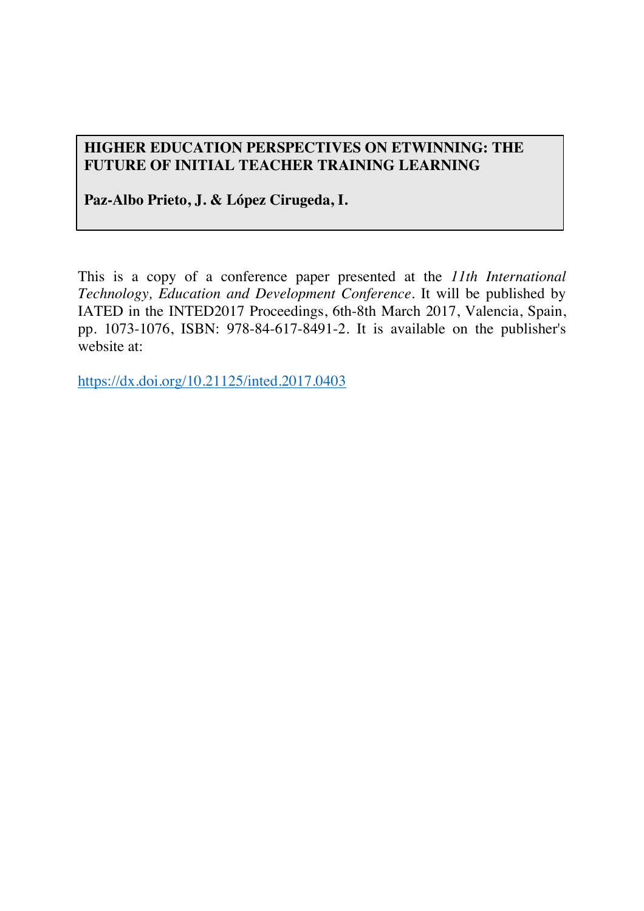# HIGHER EDUCATION PERSPECTIVES ON ETWINNING: THE FUTURE OF INITIAL TEACHER TRAINING LEARNING

**Paz-Albo Prieto, J. & López Cirugeda, I.**

This is a copy of a conference paper presented at the *11th International Technology, Education and Development Conference*. It will be published by IATED in the INTED2017 Proceedings, 6th-8th March 2017, Valencia, Spain, pp. 1073-1076, ISBN: 978-84-617-8491-2. It is available on the publisher's website at:

https://dx.doi.org/10.21125/inted.2017.0403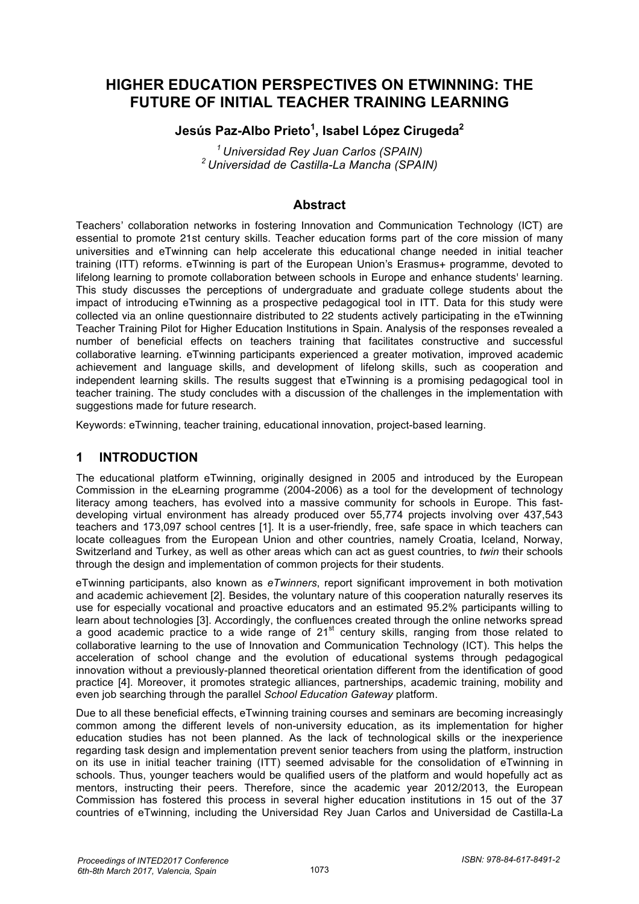# HIGHER EDUCATION PERSPECTIVES ON ETWINNING: THE FUTURE OF INITIAL TEACHER TRAINING LEARNING

**Jesús Paz-Albo Prieto[1], Isabel López Cirugeda[2]**

*[1] Universidad Rey Juan Carlos (SPAIN)*
*[2] Universidad de Castilla-La Mancha (SPAIN)*

## Abstract

Teachers' collaboration networks in fostering Innovation and Communication Technology (ICT) are essential to promote 21st century skills. Teacher education forms part of the core mission of many universities and eTwinning can help accelerate this educational change needed in initial teacher training (ITT) reforms. eTwinning is part of the European Union's Erasmus+ programme, devoted to lifelong learning to promote collaboration between schools in Europe and enhance students' learning. This study discusses the perceptions of undergraduate and graduate college students about the impact of introducing eTwinning as a prospective pedagogical tool in ITT. Data for this study were collected via an online questionnaire distributed to 22 students actively participating in the eTwinning Teacher Training Pilot for Higher Education Institutions in Spain. Analysis of the responses revealed a number of beneficial effects on teachers training that facilitates constructive and successful collaborative learning. eTwinning participants experienced a greater motivation, improved academic achievement and language skills, and development of lifelong skills, such as cooperation and independent learning skills. The results suggest that eTwinning is a promising pedagogical tool in teacher training. The study concludes with a discussion of the challenges in the implementation with suggestions made for future research.

Keywords: eTwinning, teacher training, educational innovation, project-based learning.

## 1 INTRODUCTION

The educational platform eTwinning, originally designed in 2005 and introduced by the European Commission in the eLearning programme (2004-2006) as a tool for the development of technology literacy among teachers, has evolved into a massive community for schools in Europe. This fast-developing virtual environment has already produced over 55,774 projects involving over 437,543 teachers and 173,097 school centres [1]. It is a user-friendly, free, safe space in which teachers can locate colleagues from the European Union and other countries, namely Croatia, Iceland, Norway, Switzerland and Turkey, as well as other areas which can act as guest countries, to *twin* their schools through the design and implementation of common projects for their students.

eTwinning participants, also known as *eTwinners*, report significant improvement in both motivation and academic achievement [2]. Besides, the voluntary nature of this cooperation naturally reserves its use for especially vocational and proactive educators and an estimated 95.2% participants willing to learn about technologies [3]. Accordingly, the confluences created through the online networks spread a good academic practice to a wide range of 21st century skills, ranging from those related to collaborative learning to the use of Innovation and Communication Technology (ICT). This helps the acceleration of school change and the evolution of educational systems through pedagogical innovation without a previously-planned theoretical orientation different from the identification of good practice [4]. Moreover, it promotes strategic alliances, partnerships, academic training, mobility and even job searching through the parallel *School Education Gateway* platform.

Due to all these beneficial effects, eTwinning training courses and seminars are becoming increasingly common among the different levels of non-university education, as its implementation for higher education studies has not been planned. As the lack of technological skills or the inexperience regarding task design and implementation prevent senior teachers from using the platform, instruction on its use in initial teacher training (ITT) seemed advisable for the consolidation of eTwinning in schools. Thus, younger teachers would be qualified users of the platform and would hopefully act as mentors, instructing their peers. Therefore, since the academic year 2012/2013, the European Commission has fostered this process in several higher education institutions in 15 out of the 37 countries of eTwinning, including the Universidad Rey Juan Carlos and Universidad de Castilla-La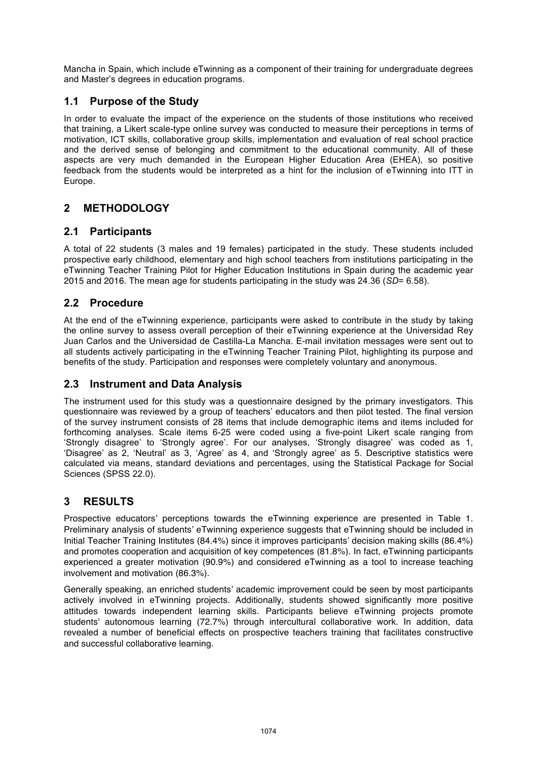Mancha in Spain, which include eTwinning as a component of their training for undergraduate degrees and Master's degrees in education programs.

## 1.1 Purpose of the Study

In order to evaluate the impact of the experience on the students of those institutions who received that training, a Likert scale-type online survey was conducted to measure their perceptions in terms of motivation, ICT skills, collaborative group skills, implementation and evaluation of real school practice and the derived sense of belonging and commitment to the educational community. All of these aspects are very much demanded in the European Higher Education Area (EHEA), so positive feedback from the students would be interpreted as a hint for the inclusion of eTwinning into ITT in Europe.

# 2 METHODOLOGY

## 2.1 Participants

A total of 22 students (3 males and 19 females) participated in the study. These students included prospective early childhood, elementary and high school teachers from institutions participating in the eTwinning Teacher Training Pilot for Higher Education Institutions in Spain during the academic year 2015 and 2016. The mean age for students participating in the study was 24.36 (*SD*= 6.58).

## 2.2 Procedure

At the end of the eTwinning experience, participants were asked to contribute in the study by taking the online survey to assess overall perception of their eTwinning experience at the Universidad Rey Juan Carlos and the Universidad de Castilla-La Mancha. E-mail invitation messages were sent out to all students actively participating in the eTwinning Teacher Training Pilot, highlighting its purpose and benefits of the study. Participation and responses were completely voluntary and anonymous.

## 2.3 Instrument and Data Analysis

The instrument used for this study was a questionnaire designed by the primary investigators. This questionnaire was reviewed by a group of teachers' educators and then pilot tested. The final version of the survey instrument consists of 28 items that include demographic items and items included for forthcoming analyses. Scale items 6-25 were coded using a five-point Likert scale ranging from 'Strongly disagree' to 'Strongly agree'. For our analyses, 'Strongly disagree' was coded as 1, 'Disagree' as 2, 'Neutral' as 3, 'Agree' as 4, and 'Strongly agree' as 5. Descriptive statistics were calculated via means, standard deviations and percentages, using the Statistical Package for Social Sciences (SPSS 22.0).

# 3 RESULTS

Prospective educators' perceptions towards the eTwinning experience are presented in Table 1. Preliminary analysis of students' eTwinning experience suggests that eTwinning should be included in Initial Teacher Training Institutes (84.4%) since it improves participants' decision making skills (86.4%) and promotes cooperation and acquisition of key competences (81.8%). In fact, eTwinning participants experienced a greater motivation (90.9%) and considered eTwinning as a tool to increase teaching involvement and motivation (86.3%).

Generally speaking, an enriched students' academic improvement could be seen by most participants actively involved in eTwinning projects. Additionally, students showed significantly more positive attitudes towards independent learning skills. Participants believe eTwinning projects promote students' autonomous learning (72.7%) through intercultural collaborative work. In addition, data revealed a number of beneficial effects on prospective teachers training that facilitates constructive and successful collaborative learning.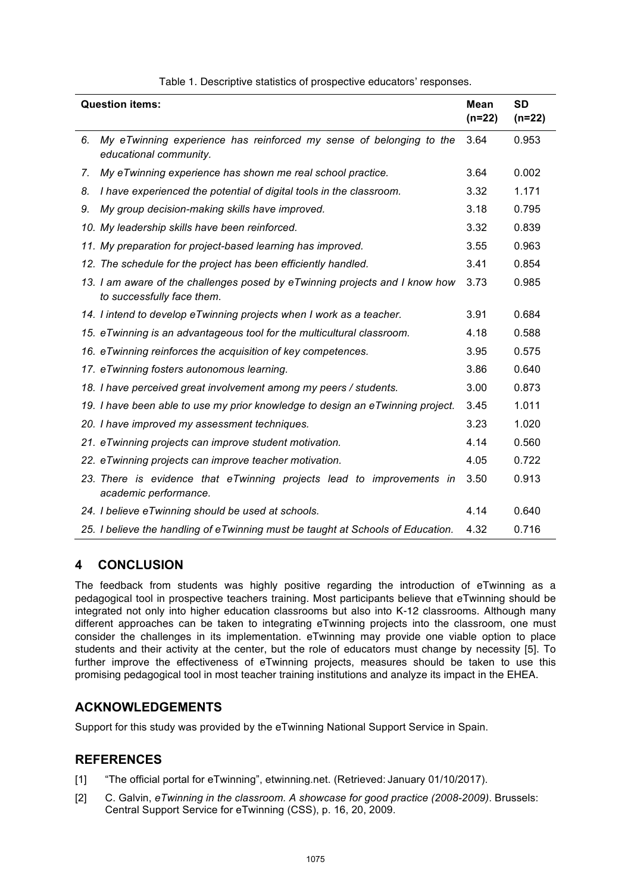Table 1. Descriptive statistics of prospective educators' responses.

| Question items: | Mean (n=22) | SD (n=22) |
|---|---|---|
| 6. *My eTwinning experience has reinforced my sense of belonging to the educational community.* | 3.64 | 0.953 |
| 7. *My eTwinning experience has shown me real school practice.* | 3.64 | 0.002 |
| 8. *I have experienced the potential of digital tools in the classroom.* | 3.32 | 1.171 |
| 9. *My group decision-making skills have improved.* | 3.18 | 0.795 |
| 10. *My leadership skills have been reinforced.* | 3.32 | 0.839 |
| 11. *My preparation for project-based learning has improved.* | 3.55 | 0.963 |
| 12. *The schedule for the project has been efficiently handled.* | 3.41 | 0.854 |
| 13. *I am aware of the challenges posed by eTwinning projects and I know how to successfully face them.* | 3.73 | 0.985 |
| 14. *I intend to develop eTwinning projects when I work as a teacher.* | 3.91 | 0.684 |
| 15. *eTwinning is an advantageous tool for the multicultural classroom.* | 4.18 | 0.588 |
| 16. *eTwinning reinforces the acquisition of key competences.* | 3.95 | 0.575 |
| 17. *eTwinning fosters autonomous learning.* | 3.86 | 0.640 |
| 18. *I have perceived great involvement among my peers / students.* | 3.00 | 0.873 |
| 19. *I have been able to use my prior knowledge to design an eTwinning project.* | 3.45 | 1.011 |
| 20. *I have improved my assessment techniques.* | 3.23 | 1.020 |
| 21. *eTwinning projects can improve student motivation.* | 4.14 | 0.560 |
| 22. *eTwinning projects can improve teacher motivation.* | 4.05 | 0.722 |
| 23. *There is evidence that eTwinning projects lead to improvements in academic performance.* | 3.50 | 0.913 |
| 24. *I believe eTwinning should be used at schools.* | 4.14 | 0.640 |
| 25. *I believe the handling of eTwinning must be taught at Schools of Education.* | 4.32 | 0.716 |

## 4 CONCLUSION

The feedback from students was highly positive regarding the introduction of eTwinning as a pedagogical tool in prospective teachers training. Most participants believe that eTwinning should be integrated not only into higher education classrooms but also into K-12 classrooms. Although many different approaches can be taken to integrating eTwinning projects into the classroom, one must consider the challenges in its implementation. eTwinning may provide one viable option to place students and their activity at the center, but the role of educators must change by necessity [5]. To further improve the effectiveness of eTwinning projects, measures should be taken to use this promising pedagogical tool in most teacher training institutions and analyze its impact in the EHEA.

## ACKNOWLEDGEMENTS

Support for this study was provided by the eTwinning National Support Service in Spain.

## REFERENCES

[1] "The official portal for eTwinning", etwinning.net. (Retrieved: January 01/10/2017).

[2] C. Galvin, *eTwinning in the classroom. A showcase for good practice (2008-2009)*. Brussels: Central Support Service for eTwinning (CSS), p. 16, 20, 2009.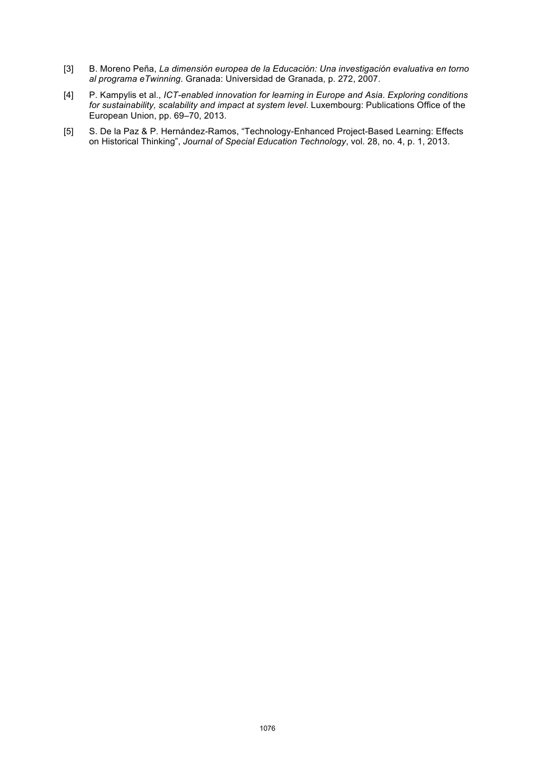[3] B. Moreno Peña, *La dimensión europea de la Educación: Una investigación evaluativa en torno al programa eTwinning*. Granada: Universidad de Granada, p. 272, 2007.

[4] P. Kampylis et al., *ICT-enabled innovation for learning in Europe and Asia. Exploring conditions for sustainability, scalability and impact at system level*. Luxembourg: Publications Office of the European Union, pp. 69–70, 2013.

[5] S. De la Paz & P. Hernández-Ramos, "Technology-Enhanced Project-Based Learning: Effects on Historical Thinking", *Journal of Special Education Technology*, vol. 28, no. 4, p. 1, 2013.